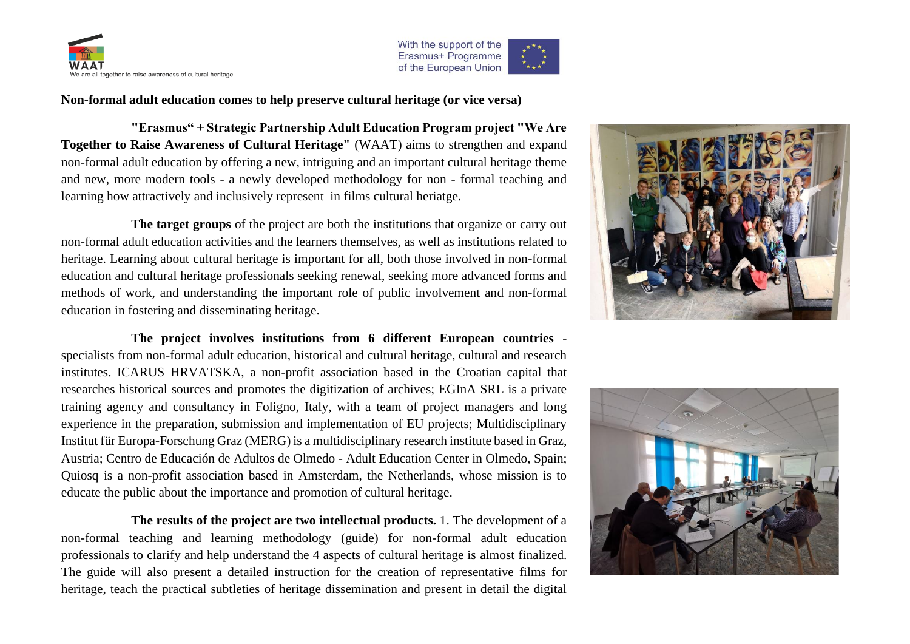We are all together to raise awareness of cultural heritage

With the support of the Erasmus+ Programme of the European Union

**Non-formal adult education comes to help preserve cultural heritage (or vice versa)**

**"Erasmus" + Strategic Partnership Adult Education Program project "We Are Together to Raise Awareness of Cultural Heritage"** (WAAT) aims to strengthen and expand non-formal adult education by offering a new, intriguing and an important cultural heritage theme and new, more modern tools - a newly developed methodology for non - formal teaching and learning how attractively and inclusively represent in films cultural heriatge.

**The target groups** of the project are both the institutions that organize or carry out non-formal adult education activities and the learners themselves, as well as institutions related to heritage. Learning about cultural heritage is important for all, both those involved in non-formal education and cultural heritage professionals seeking renewal, seeking more advanced forms and methods of work, and understanding the important role of public involvement and non-formal education in fostering and disseminating heritage.

**The project involves institutions from 6 different European countries** - specialists from non-formal adult education, historical and cultural heritage, cultural and research institutes. ICARUS HRVATSKA, a non-profit association based in the Croatian capital that researches historical sources and promotes the digitization of archives; EGInA SRL is a private training agency and consultancy in Foligno, Italy, with a team of project managers and long experience in the preparation, submission and implementation of EU projects; Multidisciplinary Institut für Europa-Forschung Graz (MERG) is a multidisciplinary research institute based in Graz, Austria; Centro de Educación de Adultos de Olmedo - Adult Education Center in Olmedo, Spain; Quiosq is a non-profit association based in Amsterdam, the Netherlands, whose mission is to educate the public about the importance and promotion of cultural heritage.

**The results of the project are two intellectual products.** 1. The development of a non-formal teaching and learning methodology (guide) for non-formal adult education professionals to clarify and help understand the 4 aspects of cultural heritage is almost finalized. The guide will also present a detailed instruction for the creation of representative films for heritage, teach the practical subtleties of heritage dissemination and present in detail the digital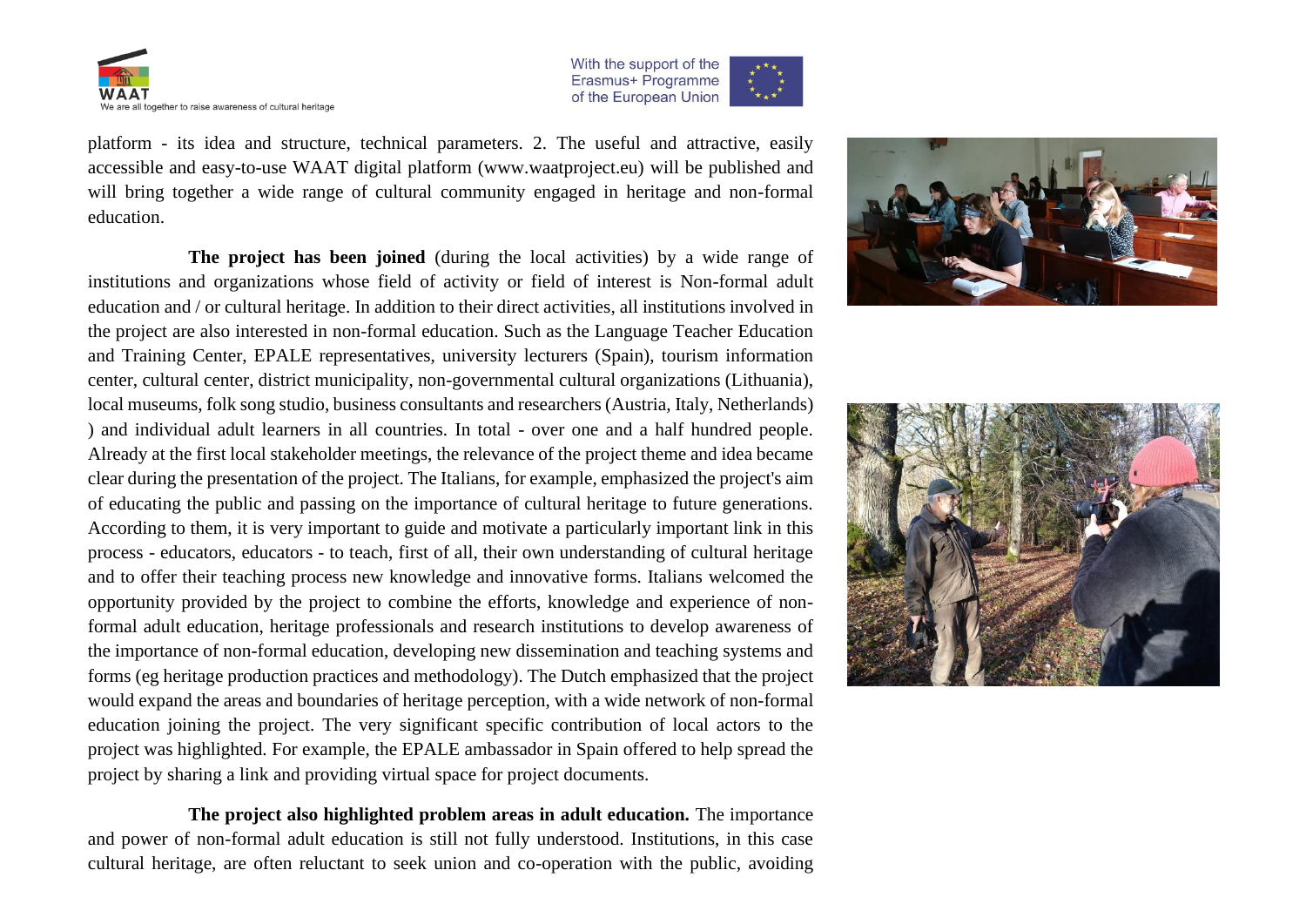platform - its idea and structure, technical parameters. 2. The useful and attractive, easily accessible and easy-to-use WAAT digital platform (www.waatproject.eu) will be published and will bring together a wide range of cultural community engaged in heritage and non-formal education.

**The project has been joined** (during the local activities) by a wide range of institutions and organizations whose field of activity or field of interest is Non-formal adult education and / or cultural heritage. In addition to their direct activities, all institutions involved in the project are also interested in non-formal education. Such as the Language Teacher Education and Training Center, EPALE representatives, university lecturers (Spain), tourism information center, cultural center, district municipality, non-governmental cultural organizations (Lithuania), local museums, folk song studio, business consultants and researchers (Austria, Italy, Netherlands) ) and individual adult learners in all countries. In total - over one and a half hundred people. Already at the first local stakeholder meetings, the relevance of the project theme and idea became clear during the presentation of the project. The Italians, for example, emphasized the project's aim of educating the public and passing on the importance of cultural heritage to future generations. According to them, it is very important to guide and motivate a particularly important link in this process - educators, educators - to teach, first of all, their own understanding of cultural heritage and to offer their teaching process new knowledge and innovative forms. Italians welcomed the opportunity provided by the project to combine the efforts, knowledge and experience of non-formal adult education, heritage professionals and research institutions to develop awareness of the importance of non-formal education, developing new dissemination and teaching systems and forms (eg heritage production practices and methodology). The Dutch emphasized that the project would expand the areas and boundaries of heritage perception, with a wide network of non-formal education joining the project. The very significant specific contribution of local actors to the project was highlighted. For example, the EPALE ambassador in Spain offered to help spread the project by sharing a link and providing virtual space for project documents.

**The project also highlighted problem areas in adult education.** The importance and power of non-formal adult education is still not fully understood. Institutions, in this case cultural heritage, are often reluctant to seek union and co-operation with the public, avoiding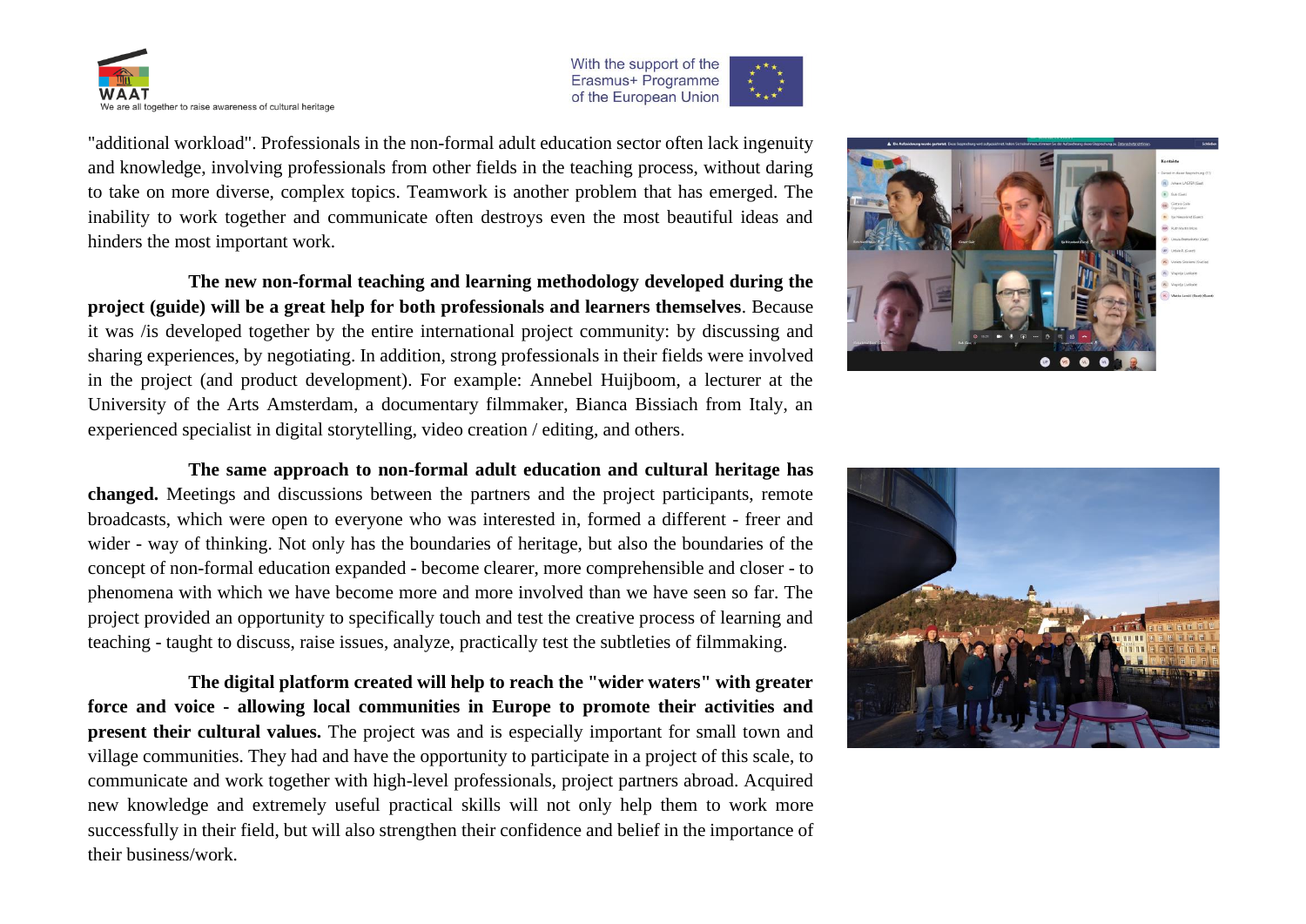"additional workload". Professionals in the non-formal adult education sector often lack ingenuity and knowledge, involving professionals from other fields in the teaching process, without daring to take on more diverse, complex topics. Teamwork is another problem that has emerged. The inability to work together and communicate often destroys even the most beautiful ideas and hinders the most important work.

**The new non-formal teaching and learning methodology developed during the project (guide) will be a great help for both professionals and learners themselves**. Because it was /is developed together by the entire international project community: by discussing and sharing experiences, by negotiating. In addition, strong professionals in their fields were involved in the project (and product development). For example: Annebel Huijboom, a lecturer at the University of the Arts Amsterdam, a documentary filmmaker, Bianca Bissiach from Italy, an experienced specialist in digital storytelling, video creation / editing, and others.

**The same approach to non-formal adult education and cultural heritage has changed.** Meetings and discussions between the partners and the project participants, remote broadcasts, which were open to everyone who was interested in, formed a different - freer and wider - way of thinking. Not only has the boundaries of heritage, but also the boundaries of the concept of non-formal education expanded - become clearer, more comprehensible and closer - to phenomena with which we have become more and more involved than we have seen so far. The project provided an opportunity to specifically touch and test the creative process of learning and teaching - taught to discuss, raise issues, analyze, practically test the subtleties of filmmaking.

**The digital platform created will help to reach the "wider waters" with greater force and voice - allowing local communities in Europe to promote their activities and present their cultural values.** The project was and is especially important for small town and village communities. They had and have the opportunity to participate in a project of this scale, to communicate and work together with high-level professionals, project partners abroad. Acquired new knowledge and extremely useful practical skills will not only help them to work more successfully in their field, but will also strengthen their confidence and belief in the importance of their business/work.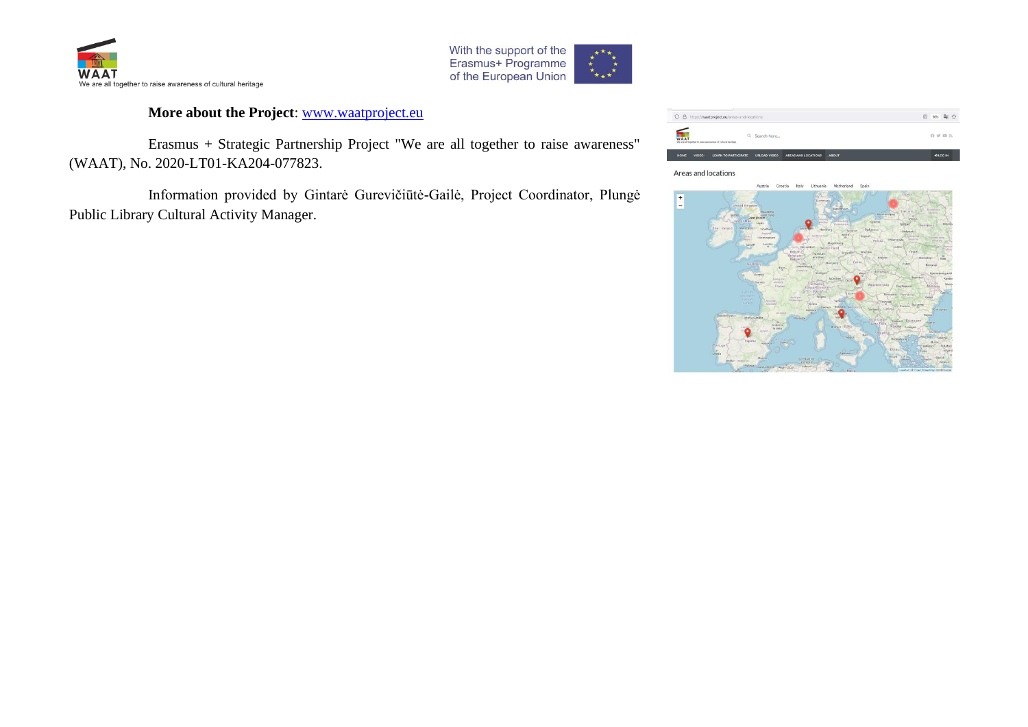**More about the Project**: [www.waatproject.eu](http://www.waatproject.eu)

Erasmus + Strategic Partnership Project "We are all together to raise awareness" (WAAT), No. 2020-LT01-KA204-077823.

Information provided by Gintarė Gurevičiūtė-Gailė, Project Coordinator, Plungė Public Library Cultural Activity Manager.